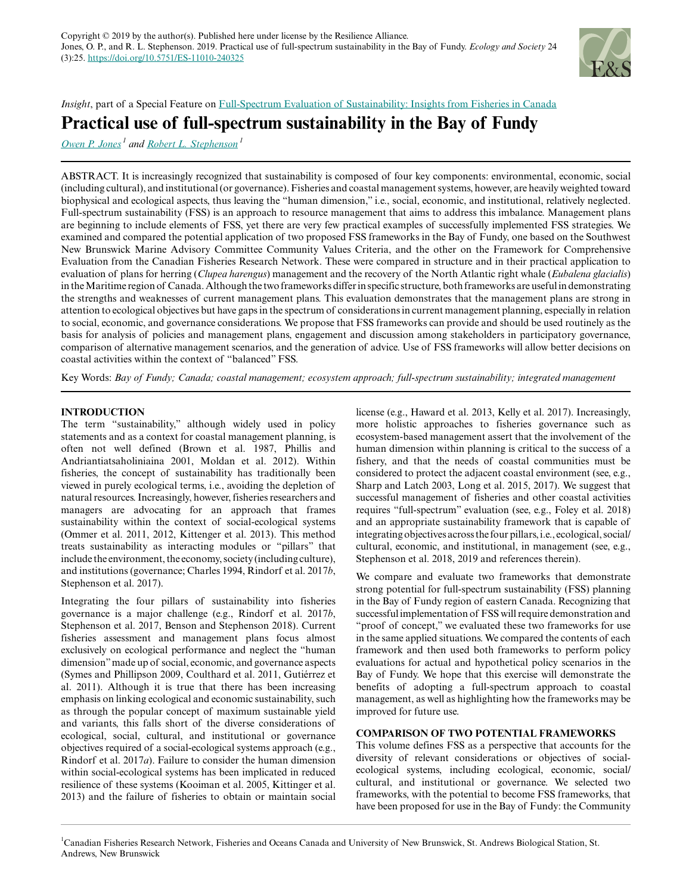*Insight*, part of a Special Feature on Full-Spectrum Evaluation of Sustainability: Insights from Fisheries in Canada

# Practical use of full-spectrum sustainability in the Bay of Fundy

Owen P. Jones[1] and Robert L. Stephenson[1]

ABSTRACT. It is increasingly recognized that sustainability is composed of four key components: environmental, economic, social (including cultural), and institutional (or governance). Fisheries and coastal management systems, however, are heavily weighted toward biophysical and ecological aspects, thus leaving the "human dimension," i.e., social, economic, and institutional, relatively neglected. Full-spectrum sustainability (FSS) is an approach to resource management that aims to address this imbalance. Management plans are beginning to include elements of FSS, yet there are very few practical examples of successfully implemented FSS strategies. We examined and compared the potential application of two proposed FSS frameworks in the Bay of Fundy, one based on the Southwest New Brunswick Marine Advisory Committee Community Values Criteria, and the other on the Framework for Comprehensive Evaluation from the Canadian Fisheries Research Network. These were compared in structure and in their practical application to evaluation of plans for herring (*Clupea harengus*) management and the recovery of the North Atlantic right whale (*Eubalena glacialis*) in the Maritime region of Canada. Although the two frameworks differ in specific structure, both frameworks are useful in demonstrating the strengths and weaknesses of current management plans. This evaluation demonstrates that the management plans are strong in attention to ecological objectives but have gaps in the spectrum of considerations in current management planning, especially in relation to social, economic, and governance considerations. We propose that FSS frameworks can provide and should be used routinely as the basis for analysis of policies and management plans, engagement and discussion among stakeholders in participatory governance, comparison of alternative management scenarios, and the generation of advice. Use of FSS frameworks will allow better decisions on coastal activities within the context of "balanced" FSS.

Key Words: *Bay of Fundy; Canada; coastal management; ecosystem approach; full-spectrum sustainability; integrated management*

## INTRODUCTION

The term "sustainability," although widely used in policy statements and as a context for coastal management planning, is often not well defined (Brown et al. 1987, Phillis and Andriantiatsaholiniaina 2001, Moldan et al. 2012). Within fisheries, the concept of sustainability has traditionally been viewed in purely ecological terms, i.e., avoiding the depletion of natural resources. Increasingly, however, fisheries researchers and managers are advocating for an approach that frames sustainability within the context of social-ecological systems (Ommer et al. 2011, 2012, Kittenger et al. 2013). This method treats sustainability as interacting modules or "pillars" that include the environment, the economy, society (including culture), and institutions (governance; Charles 1994, Rindorf et al. 2017*b*, Stephenson et al. 2017).

Integrating the four pillars of sustainability into fisheries governance is a major challenge (e.g., Rindorf et al. 2017*b*, Stephenson et al. 2017, Benson and Stephenson 2018). Current fisheries assessment and management plans focus almost exclusively on ecological performance and neglect the "human dimension" made up of social, economic, and governance aspects (Symes and Phillipson 2009, Coulthard et al. 2011, Gutiérrez et al. 2011). Although it is true that there has been increasing emphasis on linking ecological and economic sustainability, such as through the popular concept of maximum sustainable yield and variants, this falls short of the diverse considerations of ecological, social, cultural, and institutional or governance objectives required of a social-ecological systems approach (e.g., Rindorf et al. 2017*a*). Failure to consider the human dimension within social-ecological systems has been implicated in reduced resilience of these systems (Kooiman et al. 2005, Kittinger et al. 2013) and the failure of fisheries to obtain or maintain social license (e.g., Haward et al. 2013, Kelly et al. 2017). Increasingly, more holistic approaches to fisheries governance such as ecosystem-based management assert that the involvement of the human dimension within planning is critical to the success of a fishery, and that the needs of coastal communities must be considered to protect the adjacent coastal environment (see, e.g., Sharp and Latch 2003, Long et al. 2015, 2017). We suggest that successful management of fisheries and other coastal activities requires "full-spectrum" evaluation (see, e.g., Foley et al. 2018) and an appropriate sustainability framework that is capable of integrating objectives across the four pillars, i.e., ecological, social/cultural, economic, and institutional, in management (see, e.g., Stephenson et al. 2018, 2019 and references therein).

We compare and evaluate two frameworks that demonstrate strong potential for full-spectrum sustainability (FSS) planning in the Bay of Fundy region of eastern Canada. Recognizing that successful implementation of FSS will require demonstration and "proof of concept," we evaluated these two frameworks for use in the same applied situations. We compared the contents of each framework and then used both frameworks to perform policy evaluations for actual and hypothetical policy scenarios in the Bay of Fundy. We hope that this exercise will demonstrate the benefits of adopting a full-spectrum approach to coastal management, as well as highlighting how the frameworks may be improved for future use.

## COMPARISON OF TWO POTENTIAL FRAMEWORKS

This volume defines FSS as a perspective that accounts for the diversity of relevant considerations or objectives of social-ecological systems, including ecological, economic, social/cultural, and institutional or governance. We selected two frameworks, with the potential to become FSS frameworks, that have been proposed for use in the Bay of Fundy: the Community

[1] Canadian Fisheries Research Network, Fisheries and Oceans Canada and University of New Brunswick, St. Andrews Biological Station, St. Andrews, New Brunswick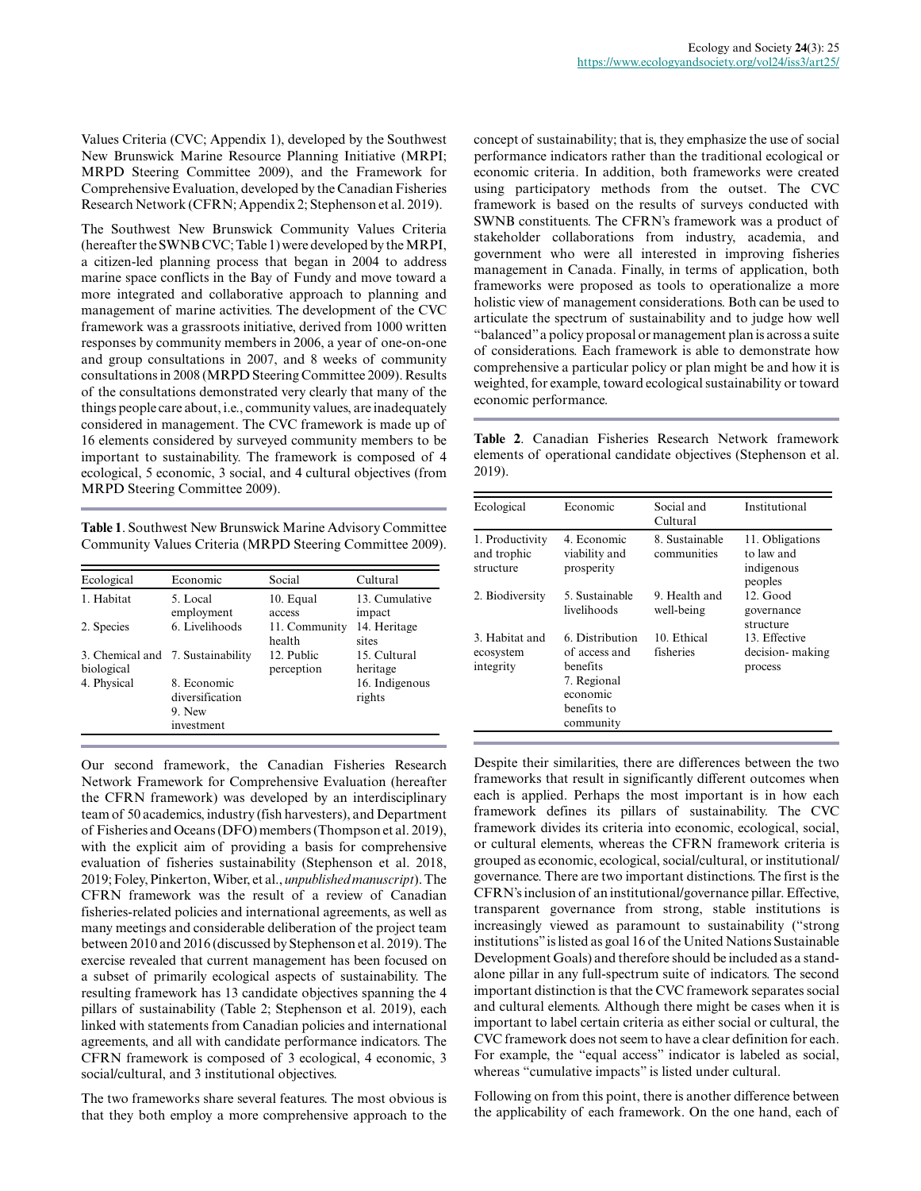Values Criteria (CVC; Appendix 1), developed by the Southwest New Brunswick Marine Resource Planning Initiative (MRPI; MRPD Steering Committee 2009), and the Framework for Comprehensive Evaluation, developed by the Canadian Fisheries Research Network (CFRN; Appendix 2; Stephenson et al. 2019).

The Southwest New Brunswick Community Values Criteria (hereafter the SWNB CVC; Table 1) were developed by the MRPI, a citizen-led planning process that began in 2004 to address marine space conflicts in the Bay of Fundy and move toward a more integrated and collaborative approach to planning and management of marine activities. The development of the CVC framework was a grassroots initiative, derived from 1000 written responses by community members in 2006, a year of one-on-one and group consultations in 2007, and 8 weeks of community consultations in 2008 (MRPD Steering Committee 2009). Results of the consultations demonstrated very clearly that many of the things people care about, i.e., community values, are inadequately considered in management. The CVC framework is made up of 16 elements considered by surveyed community members to be important to sustainability. The framework is composed of 4 ecological, 5 economic, 3 social, and 4 cultural objectives (from MRPD Steering Committee 2009).

**Table 1**. Southwest New Brunswick Marine Advisory Committee Community Values Criteria (MRPD Steering Committee 2009).

| Ecological | Economic | Social | Cultural |
|---|---|---|---|
| 1. Habitat | 5. Local employment | 10. Equal access | 13. Cumulative impact |
| 2. Species | 6. Livelihoods | 11. Community health | 14. Heritage sites |
| 3. Chemical and biological | 7. Sustainability | 12. Public perception | 15. Cultural heritage |
| 4. Physical | 8. Economic diversification | | 16. Indigenous rights |
| | 9. New investment | | |

Our second framework, the Canadian Fisheries Research Network Framework for Comprehensive Evaluation (hereafter the CFRN framework) was developed by an interdisciplinary team of 50 academics, industry (fish harvesters), and Department of Fisheries and Oceans (DFO) members (Thompson et al. 2019), with the explicit aim of providing a basis for comprehensive evaluation of fisheries sustainability (Stephenson et al. 2018, 2019; Foley, Pinkerton, Wiber, et al., *unpublished manuscript*). The CFRN framework was the result of a review of Canadian fisheries-related policies and international agreements, as well as many meetings and considerable deliberation of the project team between 2010 and 2016 (discussed by Stephenson et al. 2019). The exercise revealed that current management has been focused on a subset of primarily ecological aspects of sustainability. The resulting framework has 13 candidate objectives spanning the 4 pillars of sustainability (Table 2; Stephenson et al. 2019), each linked with statements from Canadian policies and international agreements, and all with candidate performance indicators. The CFRN framework is composed of 3 ecological, 4 economic, 3 social/cultural, and 3 institutional objectives.

The two frameworks share several features. The most obvious is that they both employ a more comprehensive approach to the concept of sustainability; that is, they emphasize the use of social performance indicators rather than the traditional ecological or economic criteria. In addition, both frameworks were created using participatory methods from the outset. The CVC framework is based on the results of surveys conducted with SWNB constituents. The CFRN's framework was a product of stakeholder collaborations from industry, academia, and government who were all interested in improving fisheries management in Canada. Finally, in terms of application, both frameworks were proposed as tools to operationalize a more holistic view of management considerations. Both can be used to articulate the spectrum of sustainability and to judge how well "balanced" a policy proposal or management plan is across a suite of considerations. Each framework is able to demonstrate how comprehensive a particular policy or plan might be and how it is weighted, for example, toward ecological sustainability or toward economic performance.

**Table 2**. Canadian Fisheries Research Network framework elements of operational candidate objectives (Stephenson et al. 2019).

| Ecological | Economic | Social and Cultural | Institutional |
|---|---|---|---|
| 1. Productivity and trophic structure | 4. Economic viability and prosperity | 8. Sustainable communities | 11. Obligations to law and indigenous peoples |
| 2. Biodiversity | 5. Sustainable livelihoods | 9. Health and well-being | 12. Good governance structure |
| 3. Habitat and ecosystem integrity | 6. Distribution of access and benefits | 10. Ethical fisheries | 13. Effective decision- making process |
| | 7. Regional economic benefits to community | | |

Despite their similarities, there are differences between the two frameworks that result in significantly different outcomes when each is applied. Perhaps the most important is in how each framework defines its pillars of sustainability. The CVC framework divides its criteria into economic, ecological, social, or cultural elements, whereas the CFRN framework criteria is grouped as economic, ecological, social/cultural, or institutional/governance. There are two important distinctions. The first is the CFRN's inclusion of an institutional/governance pillar. Effective, transparent governance from strong, stable institutions is increasingly viewed as paramount to sustainability ("strong institutions" is listed as goal 16 of the United Nations Sustainable Development Goals) and therefore should be included as a stand-alone pillar in any full-spectrum suite of indicators. The second important distinction is that the CVC framework separates social and cultural elements. Although there might be cases when it is important to label certain criteria as either social or cultural, the CVC framework does not seem to have a clear definition for each. For example, the "equal access" indicator is labeled as social, whereas "cumulative impacts" is listed under cultural.

Following on from this point, there is another difference between the applicability of each framework. On the one hand, each of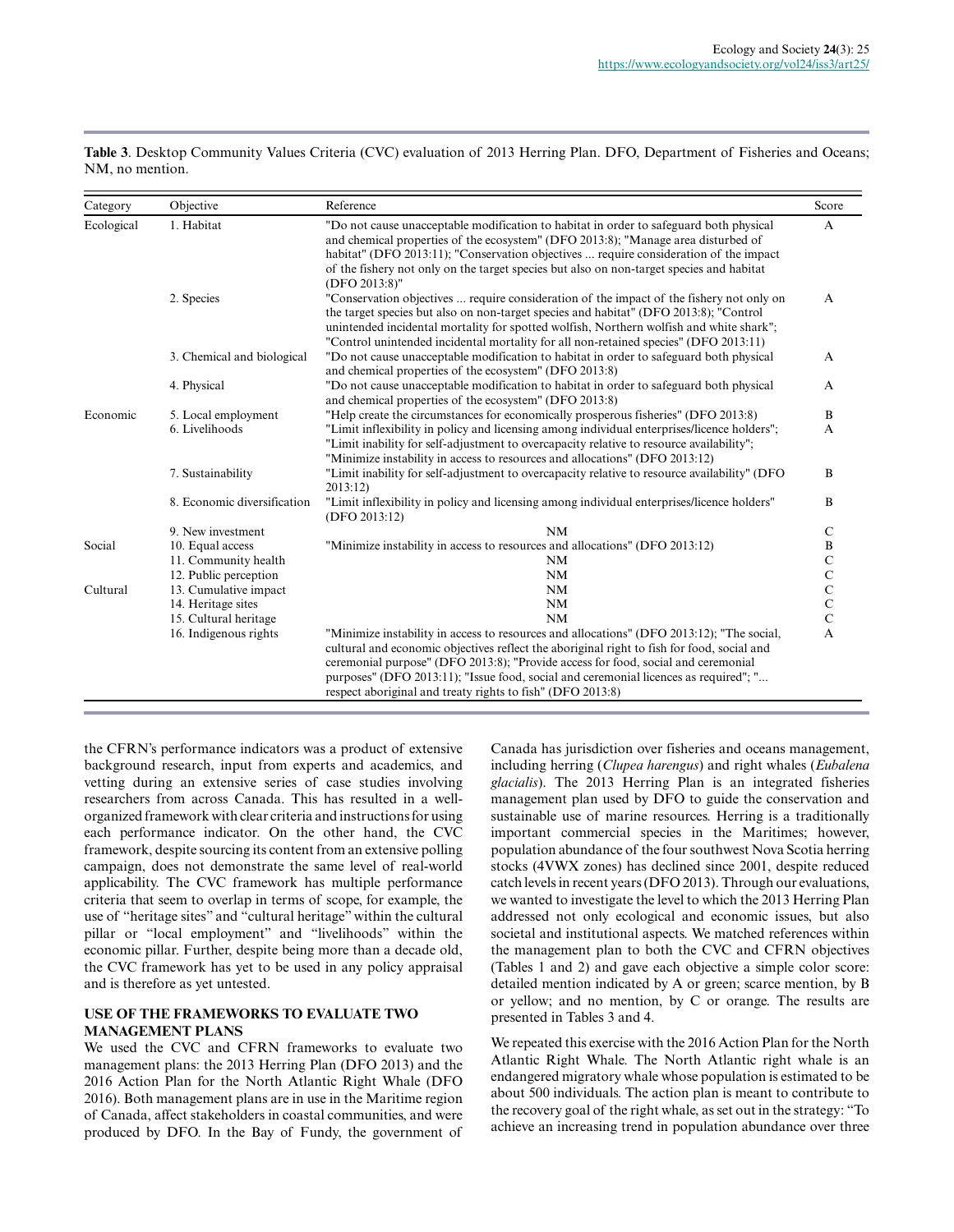**Table 3**. Desktop Community Values Criteria (CVC) evaluation of 2013 Herring Plan. DFO, Department of Fisheries and Oceans; NM, no mention.

| Category | Objective | Reference | Score |
|---|---|---|---|
| Ecological | 1. Habitat | "Do not cause unacceptable modification to habitat in order to safeguard both physical and chemical properties of the ecosystem" (DFO 2013:8); "Manage area disturbed of habitat" (DFO 2013:11); "Conservation objectives ... require consideration of the impact of the fishery not only on the target species but also on non-target species and habitat (DFO 2013:8)" | A |
| | 2. Species | "Conservation objectives ... require consideration of the impact of the fishery not only on the target species but also on non-target species and habitat" (DFO 2013:8); "Control unintended incidental mortality for spotted wolfish, Northern wolfish and white shark"; "Control unintended incidental mortality for all non-retained species" (DFO 2013:11) | A |
| | 3. Chemical and biological | "Do not cause unacceptable modification to habitat in order to safeguard both physical and chemical properties of the ecosystem" (DFO 2013:8) | A |
| | 4. Physical | "Do not cause unacceptable modification to habitat in order to safeguard both physical and chemical properties of the ecosystem" (DFO 2013:8) | A |
| Economic | 5. Local employment | "Help create the circumstances for economically prosperous fisheries" (DFO 2013:8) | B |
| | 6. Livelihoods | "Limit inflexibility in policy and licensing among individual enterprises/licence holders"; "Limit inability for self-adjustment to overcapacity relative to resource availability"; "Minimize instability in access to resources and allocations" (DFO 2013:12) | A |
| | 7. Sustainability | "Limit inability for self-adjustment to overcapacity relative to resource availability" (DFO 2013:12) | B |
| | 8. Economic diversification | "Limit inflexibility in policy and licensing among individual enterprises/licence holders" (DFO 2013:12) | B |
| | 9. New investment | NM | C |
| Social | 10. Equal access | "Minimize instability in access to resources and allocations" (DFO 2013:12) | B |
| | 11. Community health | NM | C |
| | 12. Public perception | NM | C |
| Cultural | 13. Cumulative impact | NM | C |
| | 14. Heritage sites | NM | C |
| | 15. Cultural heritage | NM | C |
| | 16. Indigenous rights | "Minimize instability in access to resources and allocations" (DFO 2013:12); "The social, cultural and economic objectives reflect the aboriginal right to fish for food, social and ceremonial purpose" (DFO 2013:8); "Provide access for food, social and ceremonial purposes" (DFO 2013:11); "Issue food, social and ceremonial licences as required"; "... respect aboriginal and treaty rights to fish" (DFO 2013:8) | A |

the CFRN's performance indicators was a product of extensive background research, input from experts and academics, and vetting during an extensive series of case studies involving researchers from across Canada. This has resulted in a well-organized framework with clear criteria and instructions for using each performance indicator. On the other hand, the CVC framework, despite sourcing its content from an extensive polling campaign, does not demonstrate the same level of real-world applicability. The CVC framework has multiple performance criteria that seem to overlap in terms of scope, for example, the use of "heritage sites" and "cultural heritage" within the cultural pillar or "local employment" and "livelihoods" within the economic pillar. Further, despite being more than a decade old, the CVC framework has yet to be used in any policy appraisal and is therefore as yet untested.

## USE OF THE FRAMEWORKS TO EVALUATE TWO MANAGEMENT PLANS

We used the CVC and CFRN frameworks to evaluate two management plans: the 2013 Herring Plan (DFO 2013) and the 2016 Action Plan for the North Atlantic Right Whale (DFO 2016). Both management plans are in use in the Maritime region of Canada, affect stakeholders in coastal communities, and were produced by DFO. In the Bay of Fundy, the government of Canada has jurisdiction over fisheries and oceans management, including herring (*Clupea harengus*) and right whales (*Eubalena glacialis*). The 2013 Herring Plan is an integrated fisheries management plan used by DFO to guide the conservation and sustainable use of marine resources. Herring is a traditionally important commercial species in the Maritimes; however, population abundance of the four southwest Nova Scotia herring stocks (4VWX zones) has declined since 2001, despite reduced catch levels in recent years (DFO 2013). Through our evaluations, we wanted to investigate the level to which the 2013 Herring Plan addressed not only ecological and economic issues, but also societal and institutional aspects. We matched references within the management plan to both the CVC and CFRN objectives (Tables 1 and 2) and gave each objective a simple color score: detailed mention indicated by A or green; scarce mention, by B or yellow; and no mention, by C or orange. The results are presented in Tables 3 and 4.

We repeated this exercise with the 2016 Action Plan for the North Atlantic Right Whale. The North Atlantic right whale is an endangered migratory whale whose population is estimated to be about 500 individuals. The action plan is meant to contribute to the recovery goal of the right whale, as set out in the strategy: "To achieve an increasing trend in population abundance over three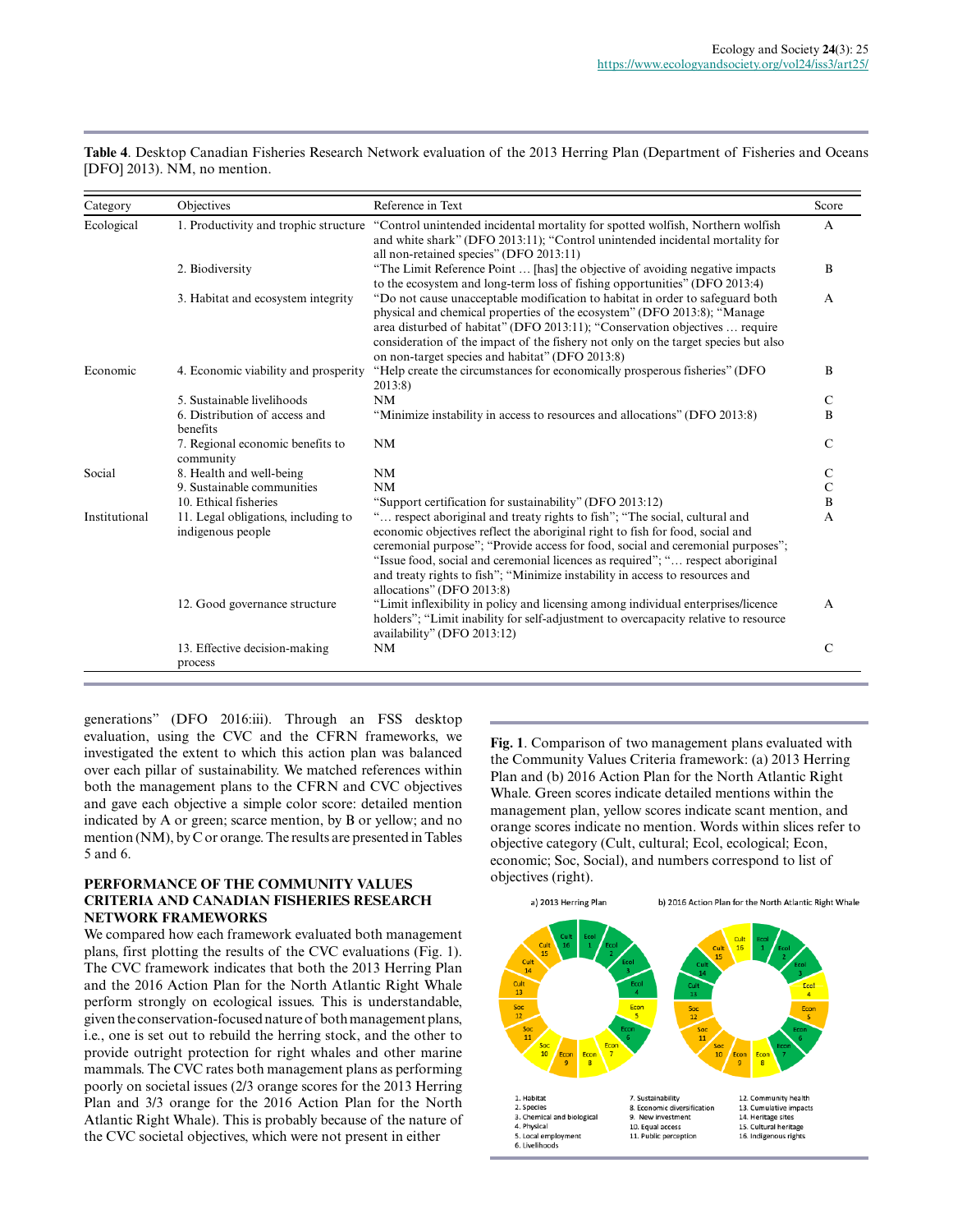**Table 4**. Desktop Canadian Fisheries Research Network evaluation of the 2013 Herring Plan (Department of Fisheries and Oceans [DFO] 2013). NM, no mention.

| Category | Objectives | Reference in Text | Score |
|---|---|---|---|
| Ecological | 1. Productivity and trophic structure | "Control unintended incidental mortality for spotted wolfish, Northern wolfish and white shark" (DFO 2013:11); "Control unintended incidental mortality for all non-retained species" (DFO 2013:11) | A |
| | 2. Biodiversity | "The Limit Reference Point … [has] the objective of avoiding negative impacts to the ecosystem and long-term loss of fishing opportunities" (DFO 2013:4) | B |
| | 3. Habitat and ecosystem integrity | "Do not cause unacceptable modification to habitat in order to safeguard both physical and chemical properties of the ecosystem" (DFO 2013:8); "Manage area disturbed of habitat" (DFO 2013:11); "Conservation objectives … require consideration of the impact of the fishery not only on the target species but also on non-target species and habitat" (DFO 2013:8) | A |
| Economic | 4. Economic viability and prosperity | "Help create the circumstances for economically prosperous fisheries" (DFO 2013:8) | B |
| | 5. Sustainable livelihoods | NM | C |
| | 6. Distribution of access and benefits | "Minimize instability in access to resources and allocations" (DFO 2013:8) | B |
| | 7. Regional economic benefits to community | NM | C |
| Social | 8. Health and well-being | NM | C |
| | 9. Sustainable communities | NM | C |
| | 10. Ethical fisheries | "Support certification for sustainability" (DFO 2013:12) | B |
| Institutional | 11. Legal obligations, including to indigenous people | "… respect aboriginal and treaty rights to fish"; "The social, cultural and economic objectives reflect the aboriginal right to fish for food, social and ceremonial purpose"; "Provide access for food, social and ceremonial purposes"; "Issue food, social and ceremonial licences as required"; "… respect aboriginal and treaty rights to fish"; "Minimize instability in access to resources and allocations" (DFO 2013:8) | A |
| | 12. Good governance structure | "Limit inflexibility in policy and licensing among individual enterprises/licence holders"; "Limit inability for self-adjustment to overcapacity relative to resource availability" (DFO 2013:12) | A |
| | 13. Effective decision-making process | NM | C |

generations" (DFO 2016:iii). Through an FSS desktop evaluation, using the CVC and the CFRN frameworks, we investigated the extent to which this action plan was balanced over each pillar of sustainability. We matched references within both the management plans to the CFRN and CVC objectives and gave each objective a simple color score: detailed mention indicated by A or green; scarce mention, by B or yellow; and no mention (NM), by C or orange. The results are presented in Tables 5 and 6.

## PERFORMANCE OF THE COMMUNITY VALUES CRITERIA AND CANADIAN FISHERIES RESEARCH NETWORK FRAMEWORKS

We compared how each framework evaluated both management plans, first plotting the results of the CVC evaluations (Fig. 1). The CVC framework indicates that both the 2013 Herring Plan and the 2016 Action Plan for the North Atlantic Right Whale perform strongly on ecological issues. This is understandable, given the conservation-focused nature of both management plans, i.e., one is set out to rebuild the herring stock, and the other to provide outright protection for right whales and other marine mammals. The CVC rates both management plans as performing poorly on societal issues (2/3 orange scores for the 2013 Herring Plan and 3/3 orange for the 2016 Action Plan for the North Atlantic Right Whale). This is probably because of the nature of the CVC societal objectives, which were not present in either

**Fig. 1**. Comparison of two management plans evaluated with the Community Values Criteria framework: (a) 2013 Herring Plan and (b) 2016 Action Plan for the North Atlantic Right Whale. Green scores indicate detailed mentions within the management plan, yellow scores indicate scant mention, and orange scores indicate no mention. Words within slices refer to objective category (Cult, cultural; Ecol, ecological; Econ, economic; Soc, Social), and numbers correspond to list of objectives (right).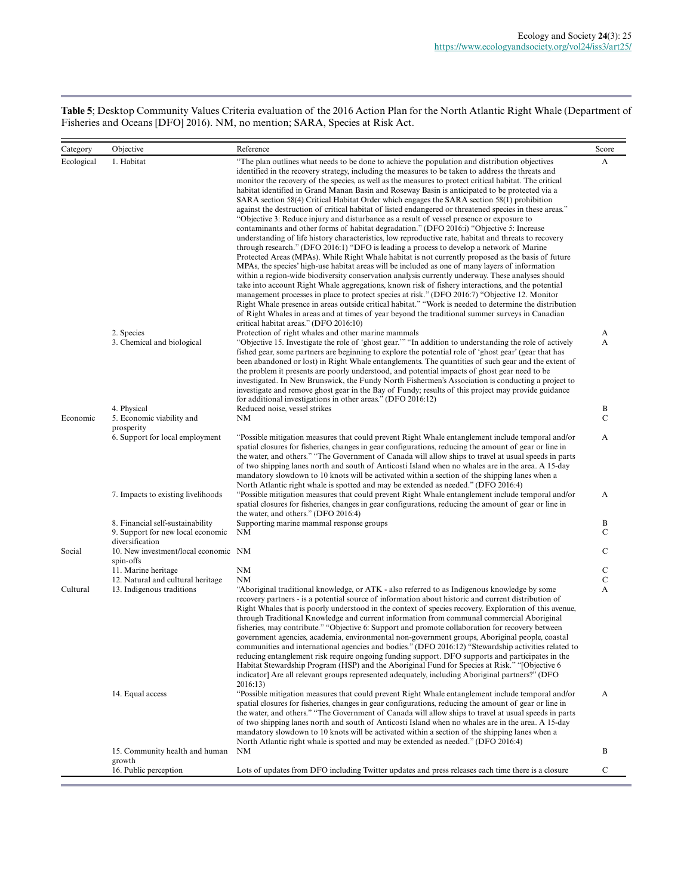**Table 5**; Desktop Community Values Criteria evaluation of the 2016 Action Plan for the North Atlantic Right Whale (Department of Fisheries and Oceans [DFO] 2016). NM, no mention; SARA, Species at Risk Act.

| Category | Objective | Reference | Score |
|---|---|---|---|
| Ecological | 1. Habitat | "The plan outlines what needs to be done to achieve the population and distribution objectives identified in the recovery strategy, including the measures to be taken to address the threats and monitor the recovery of the species, as well as the measures to protect critical habitat. The critical habitat identified in Grand Manan Basin and Roseway Basin is anticipated to be protected via a SARA section 58(4) Critical Habitat Order which engages the SARA section 58(1) prohibition against the destruction of critical habitat of listed endangered or threatened species in these areas." "Objective 3: Reduce injury and disturbance as a result of vessel presence or exposure to contaminants and other forms of habitat degradation." (DFO 2016:i) "Objective 5: Increase understanding of life history characteristics, low reproductive rate, habitat and threats to recovery through research." (DFO 2016:1) "DFO is leading a process to develop a network of Marine Protected Areas (MPAs). While Right Whale habitat is not currently proposed as the basis of future MPAs, the species' high-use habitat areas will be included as one of many layers of information within a region-wide biodiversity conservation analysis currently underway. These analyses should take into account Right Whale aggregations, known risk of fishery interactions, and the potential management processes in place to protect species at risk." (DFO 2016:7) "Objective 12. Monitor Right Whale presence in areas outside critical habitat." "Work is needed to determine the distribution of Right Whales in areas and at times of year beyond the traditional summer surveys in Canadian critical habitat areas." (DFO 2016:10) | A |
| | 2. Species | Protection of right whales and other marine mammals | A |
| | 3. Chemical and biological | "Objective 15. Investigate the role of 'ghost gear.'" "In addition to understanding the role of actively fished gear, some partners are beginning to explore the potential role of 'ghost gear' (gear that has been abandoned or lost) in Right Whale entanglements. The quantities of such gear and the extent of the problem it presents are poorly understood, and potential impacts of ghost gear need to be investigated. In New Brunswick, the Fundy North Fishermen's Association is conducting a project to investigate and remove ghost gear in the Bay of Fundy; results of this project may provide guidance for additional investigations in other areas." (DFO 2016:12) | A |
| | 4. Physical | Reduced noise, vessel strikes | B |
| Economic | 5. Economic viability and prosperity | NM | C |
| | 6. Support for local employment | "Possible mitigation measures that could prevent Right Whale entanglement include temporal and/or spatial closures for fisheries, changes in gear configurations, reducing the amount of gear or line in the water, and others." "The Government of Canada will allow ships to travel at usual speeds in parts of two shipping lanes north and south of Anticosti Island when no whales are in the area. A 15-day mandatory slowdown to 10 knots will be activated within a section of the shipping lanes when a North Atlantic right whale is spotted and may be extended as needed." (DFO 2016:4) | A |
| | 7. Impacts to existing livelihoods | "Possible mitigation measures that could prevent Right Whale entanglement include temporal and/or spatial closures for fisheries, changes in gear configurations, reducing the amount of gear or line in the water, and others." (DFO 2016:4) | A |
| | 8. Financial self-sustainability | Supporting marine mammal response groups | B |
| | 9. Support for new local economic diversification | NM | C |
| Social | 10. New investment/local economic spin-offs | NM | C |
| | 11. Marine heritage | NM | C |
| | 12. Natural and cultural heritage | NM | C |
| Cultural | 13. Indigenous traditions | "Aboriginal traditional knowledge, or ATK - also referred to as Indigenous knowledge by some recovery partners - is a potential source of information about historic and current distribution of Right Whales that is poorly understood in the context of species recovery. Exploration of this avenue, through Traditional Knowledge and current information from communal commercial Aboriginal fisheries, may contribute." "Objective 6: Support and promote collaboration for recovery between government agencies, academia, environmental non-government groups, Aboriginal people, coastal communities and international agencies and bodies." (DFO 2016:12) "Stewardship activities related to reducing entanglement risk require ongoing funding support. DFO supports and participates in the Habitat Stewardship Program (HSP) and the Aboriginal Fund for Species at Risk." "[Objective 6 indicator] Are all relevant groups represented adequately, including Aboriginal partners?" (DFO 2016:13) | A |
| | 14. Equal access | "Possible mitigation measures that could prevent Right Whale entanglement include temporal and/or spatial closures for fisheries, changes in gear configurations, reducing the amount of gear or line in the water, and others." "The Government of Canada will allow ships to travel at usual speeds in parts of two shipping lanes north and south of Anticosti Island when no whales are in the area. A 15-day mandatory slowdown to 10 knots will be activated within a section of the shipping lanes when a North Atlantic right whale is spotted and may be extended as needed." (DFO 2016:4) | A |
| | 15. Community health and human growth | NM | B |
| | 16. Public perception | Lots of updates from DFO including Twitter updates and press releases each time there is a closure | C |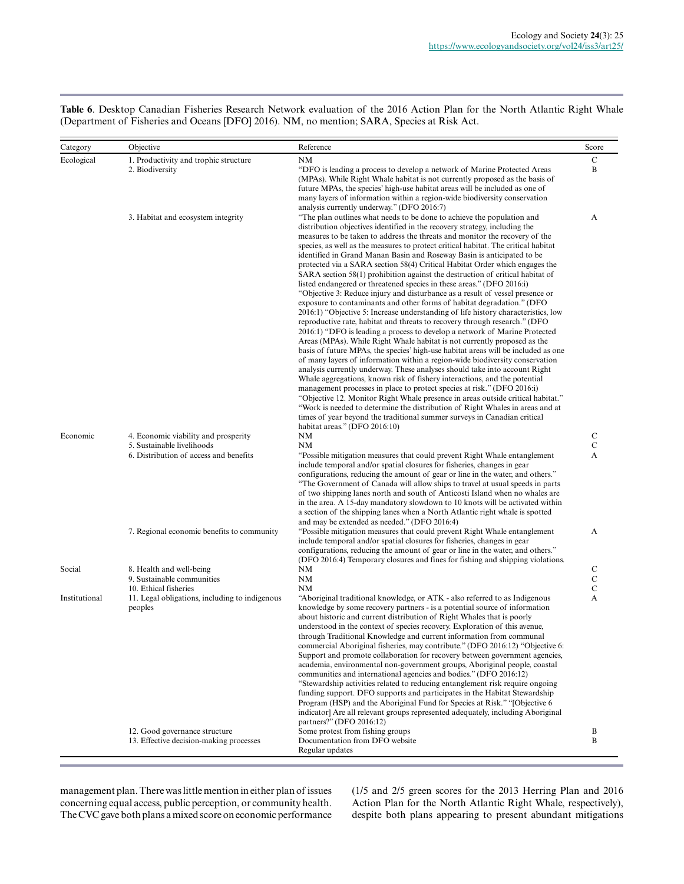**Table 6**. Desktop Canadian Fisheries Research Network evaluation of the 2016 Action Plan for the North Atlantic Right Whale (Department of Fisheries and Oceans [DFO] 2016). NM, no mention; SARA, Species at Risk Act.

| Category | Objective | Reference | Score |
|---|---|---|---|
| Ecological | 1. Productivity and trophic structure | NM | C |
| | 2. Biodiversity | "DFO is leading a process to develop a network of Marine Protected Areas (MPAs). While Right Whale habitat is not currently proposed as the basis of future MPAs, the species' high-use habitat areas will be included as one of many layers of information within a region-wide biodiversity conservation analysis currently underway." (DFO 2016:7) | B |
| | 3. Habitat and ecosystem integrity | "The plan outlines what needs to be done to achieve the population and distribution objectives identified in the recovery strategy, including the measures to be taken to address the threats and monitor the recovery of the species, as well as the measures to protect critical habitat. The critical habitat identified in Grand Manan Basin and Roseway Basin is anticipated to be protected via a SARA section 58(4) Critical Habitat Order which engages the SARA section 58(1) prohibition against the destruction of critical habitat of listed endangered or threatened species in these areas." (DFO 2016:i) "Objective 3: Reduce injury and disturbance as a result of vessel presence or exposure to contaminants and other forms of habitat degradation." (DFO 2016:1) "Objective 5: Increase understanding of life history characteristics, low reproductive rate, habitat and threats to recovery through research." (DFO 2016:1) "DFO is leading a process to develop a network of Marine Protected Areas (MPAs). While Right Whale habitat is not currently proposed as the basis of future MPAs, the species' high-use habitat areas will be included as one of many layers of information within a region-wide biodiversity conservation analysis currently underway. These analyses should take into account Right Whale aggregations, known risk of fishery interactions, and the potential management processes in place to protect species at risk." (DFO 2016:i) "Objective 12. Monitor Right Whale presence in areas outside critical habitat." "Work is needed to determine the distribution of Right Whales in areas and at times of year beyond the traditional summer surveys in Canadian critical habitat areas." (DFO 2016:10) | A |
| Economic | 4. Economic viability and prosperity | NM | C |
| | 5. Sustainable livelihoods | NM | C |
| | 6. Distribution of access and benefits | "Possible mitigation measures that could prevent Right Whale entanglement include temporal and/or spatial closures for fisheries, changes in gear configurations, reducing the amount of gear or line in the water, and others." "The Government of Canada will allow ships to travel at usual speeds in parts of two shipping lanes north and south of Anticosti Island when no whales are in the area. A 15-day mandatory slowdown to 10 knots will be activated within a section of the shipping lanes when a North Atlantic right whale is spotted and may be extended as needed." (DFO 2016:4) | A |
| | 7. Regional economic benefits to community | "Possible mitigation measures that could prevent Right Whale entanglement include temporal and/or spatial closures for fisheries, changes in gear configurations, reducing the amount of gear or line in the water, and others." (DFO 2016:4) Temporary closures and fines for fishing and shipping violations. | A |
| Social | 8. Health and well-being | NM | C |
| | 9. Sustainable communities | NM | C |
| | 10. Ethical fisheries | NM | C |
| Institutional | 11. Legal obligations, including to indigenous peoples | "Aboriginal traditional knowledge, or ATK - also referred to as Indigenous knowledge by some recovery partners - is a potential source of information about historic and current distribution of Right Whales that is poorly understood in the context of species recovery. Exploration of this avenue, through Traditional Knowledge and current information from communal commercial Aboriginal fisheries, may contribute." (DFO 2016:12) "Objective 6: Support and promote collaboration for recovery between government agencies, academia, environmental non-government groups, Aboriginal people, coastal communities and international agencies and bodies." (DFO 2016:12) "Stewardship activities related to reducing entanglement risk require ongoing funding support. DFO supports and participates in the Habitat Stewardship Program (HSP) and the Aboriginal Fund for Species at Risk." "[Objective 6 indicator] Are all relevant groups represented adequately, including Aboriginal partners?" (DFO 2016:12) | A |
| | 12. Good governance structure | Some protest from fishing groups | B |
| | 13. Effective decision-making processes | Documentation from DFO website Regular updates | B |

management plan. There was little mention in either plan of issues concerning equal access, public perception, or community health. The CVC gave both plans a mixed score on economic performance (1/5 and 2/5 green scores for the 2013 Herring Plan and 2016 Action Plan for the North Atlantic Right Whale, respectively), despite both plans appearing to present abundant mitigations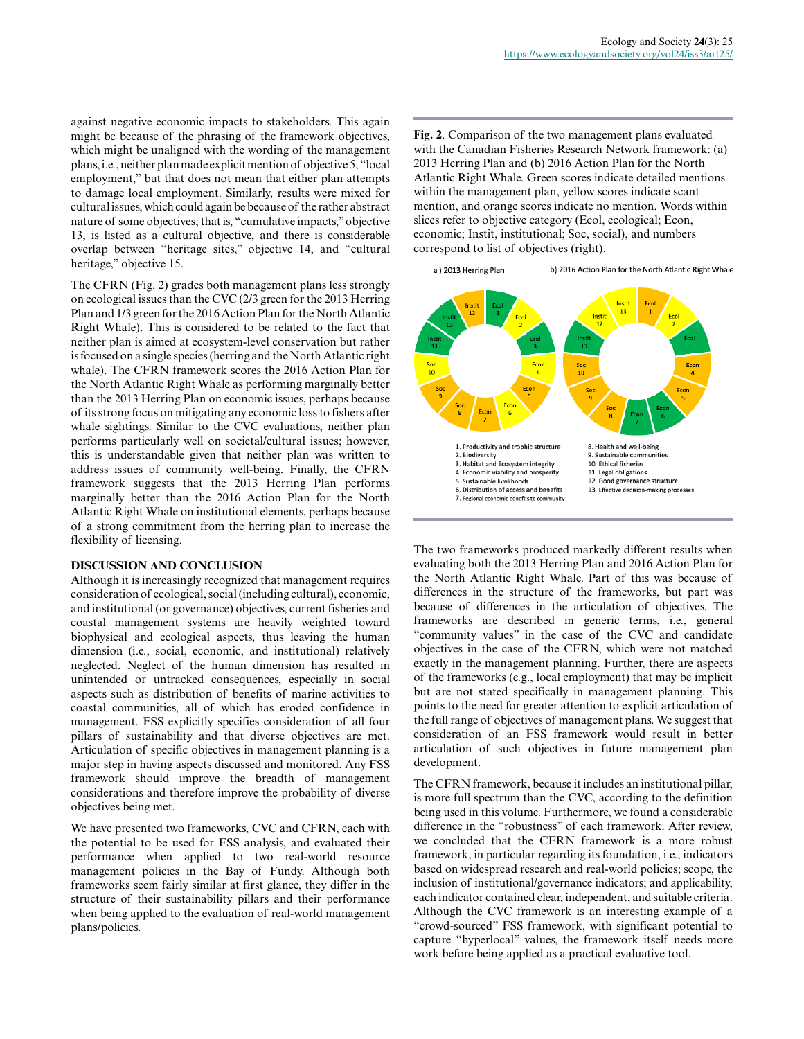against negative economic impacts to stakeholders. This again might be because of the phrasing of the framework objectives, which might be unaligned with the wording of the management plans, i.e., neither plan made explicit mention of objective 5, "local employment," but that does not mean that either plan attempts to damage local employment. Similarly, results were mixed for cultural issues, which could again be because of the rather abstract nature of some objectives; that is, "cumulative impacts," objective 13, is listed as a cultural objective, and there is considerable overlap between "heritage sites," objective 14, and "cultural heritage," objective 15.

The CFRN (Fig. 2) grades both management plans less strongly on ecological issues than the CVC (2/3 green for the 2013 Herring Plan and 1/3 green for the 2016 Action Plan for the North Atlantic Right Whale). This is considered to be related to the fact that neither plan is aimed at ecosystem-level conservation but rather is focused on a single species (herring and the North Atlantic right whale). The CFRN framework scores the 2016 Action Plan for the North Atlantic Right Whale as performing marginally better than the 2013 Herring Plan on economic issues, perhaps because of its strong focus on mitigating any economic loss to fishers after whale sightings. Similar to the CVC evaluations, neither plan performs particularly well on societal/cultural issues; however, this is understandable given that neither plan was written to address issues of community well-being. Finally, the CFRN framework suggests that the 2013 Herring Plan performs marginally better than the 2016 Action Plan for the North Atlantic Right Whale on institutional elements, perhaps because of a strong commitment from the herring plan to increase the flexibility of licensing.

**Fig. 2**. Comparison of the two management plans evaluated with the Canadian Fisheries Research Network framework: (a) 2013 Herring Plan and (b) 2016 Action Plan for the North Atlantic Right Whale. Green scores indicate detailed mentions within the management plan, yellow scores indicate scant mention, and orange scores indicate no mention. Words within slices refer to objective category (Ecol, ecological; Econ, economic; Instit, institutional; Soc, social), and numbers correspond to list of objectives (right).

a) 2013 Herring Plan | b) 2016 Action Plan for the North Atlantic Right Whale

1. Productivity and trophic structure
2. Biodiversity
3. Habitat and Ecosystem integrity
4. Economic viability and prosperity
5. Sustainable livelihoods
6. Distribution of access and benefits
7. Regional economic benefits to community
8. Health and well-being
9. Sustainable communities
10. Ethical fisheries
11. Legal obligations
12. Good governance structure
13. Effective decision-making processes

## DISCUSSION AND CONCLUSION

Although it is increasingly recognized that management requires consideration of ecological, social (including cultural), economic, and institutional (or governance) objectives, current fisheries and coastal management systems are heavily weighted toward biophysical and ecological aspects, thus leaving the human dimension (i.e., social, economic, and institutional) relatively neglected. Neglect of the human dimension has resulted in unintended or untracked consequences, especially in social aspects such as distribution of benefits of marine activities to coastal communities, all of which has eroded confidence in management. FSS explicitly specifies consideration of all four pillars of sustainability and that diverse objectives are met. Articulation of specific objectives in management planning is a major step in having aspects discussed and monitored. Any FSS framework should improve the breadth of management considerations and therefore improve the probability of diverse objectives being met.

We have presented two frameworks, CVC and CFRN, each with the potential to be used for FSS analysis, and evaluated their performance when applied to two real-world resource management policies in the Bay of Fundy. Although both frameworks seem fairly similar at first glance, they differ in the structure of their sustainability pillars and their performance when being applied to the evaluation of real-world management plans/policies.

The two frameworks produced markedly different results when evaluating both the 2013 Herring Plan and 2016 Action Plan for the North Atlantic Right Whale. Part of this was because of differences in the structure of the frameworks, but part was because of differences in the articulation of objectives. The frameworks are described in generic terms, i.e., general "community values" in the case of the CVC and candidate objectives in the case of the CFRN, which were not matched exactly in the management planning. Further, there are aspects of the frameworks (e.g., local employment) that may be implicit but are not stated specifically in management planning. This points to the need for greater attention to explicit articulation of the full range of objectives of management plans. We suggest that consideration of an FSS framework would result in better articulation of such objectives in future management plan development.

The CFRN framework, because it includes an institutional pillar, is more full spectrum than the CVC, according to the definition being used in this volume. Furthermore, we found a considerable difference in the "robustness" of each framework. After review, we concluded that the CFRN framework is a more robust framework, in particular regarding its foundation, i.e., indicators based on widespread research and real-world policies; scope, the inclusion of institutional/governance indicators; and applicability, each indicator contained clear, independent, and suitable criteria. Although the CVC framework is an interesting example of a "crowd-sourced" FSS framework, with significant potential to capture "hyperlocal" values, the framework itself needs more work before being applied as a practical evaluative tool.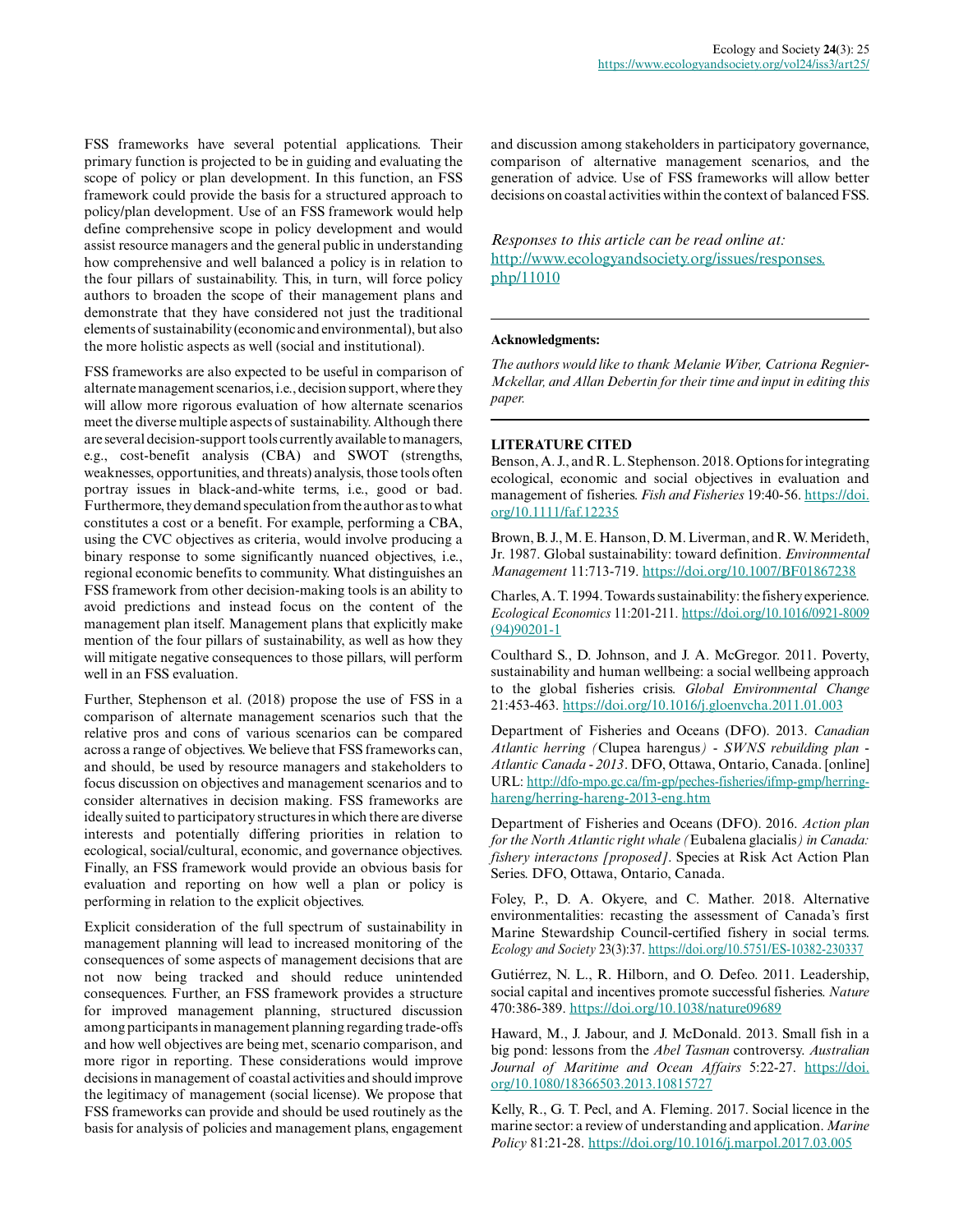FSS frameworks have several potential applications. Their primary function is projected to be in guiding and evaluating the scope of policy or plan development. In this function, an FSS framework could provide the basis for a structured approach to policy/plan development. Use of an FSS framework would help define comprehensive scope in policy development and would assist resource managers and the general public in understanding how comprehensive and well balanced a policy is in relation to the four pillars of sustainability. This, in turn, will force policy authors to broaden the scope of their management plans and demonstrate that they have considered not just the traditional elements of sustainability (economic and environmental), but also the more holistic aspects as well (social and institutional).

FSS frameworks are also expected to be useful in comparison of alternate management scenarios, i.e., decision support, where they will allow more rigorous evaluation of how alternate scenarios meet the diverse multiple aspects of sustainability. Although there are several decision-support tools currently available to managers, e.g., cost-benefit analysis (CBA) and SWOT (strengths, weaknesses, opportunities, and threats) analysis, those tools often portray issues in black-and-white terms, i.e., good or bad. Furthermore, they demand speculation from the author as to what constitutes a cost or a benefit. For example, performing a CBA, using the CVC objectives as criteria, would involve producing a binary response to some significantly nuanced objectives, i.e., regional economic benefits to community. What distinguishes an FSS framework from other decision-making tools is an ability to avoid predictions and instead focus on the content of the management plan itself. Management plans that explicitly make mention of the four pillars of sustainability, as well as how they will mitigate negative consequences to those pillars, will perform well in an FSS evaluation.

Further, Stephenson et al. (2018) propose the use of FSS in a comparison of alternate management scenarios such that the relative pros and cons of various scenarios can be compared across a range of objectives. We believe that FSS frameworks can, and should, be used by resource managers and stakeholders to focus discussion on objectives and management scenarios and to consider alternatives in decision making. FSS frameworks are ideally suited to participatory structures in which there are diverse interests and potentially differing priorities in relation to ecological, social/cultural, economic, and governance objectives. Finally, an FSS framework would provide an obvious basis for evaluation and reporting on how well a plan or policy is performing in relation to the explicit objectives.

Explicit consideration of the full spectrum of sustainability in management planning will lead to increased monitoring of the consequences of some aspects of management decisions that are not now being tracked and should reduce unintended consequences. Further, an FSS framework provides a structure for improved management planning, structured discussion among participants in management planning regarding trade-offs and how well objectives are being met, scenario comparison, and more rigor in reporting. These considerations would improve decisions in management of coastal activities and should improve the legitimacy of management (social license). We propose that FSS frameworks can provide and should be used routinely as the basis for analysis of policies and management plans, engagement and discussion among stakeholders in participatory governance, comparison of alternative management scenarios, and the generation of advice. Use of FSS frameworks will allow better decisions on coastal activities within the context of balanced FSS.

*Responses to this article can be read online at:*
http://www.ecologyandsociety.org/issues/responses.php/11010

---

**Acknowledgments:**

*The authors would like to thank Melanie Wiber, Catriona Regnier-Mckellar, and Allan Debertin for their time and input in editing this paper.*

---

**LITERATURE CITED**

Benson, A. J., and R. L. Stephenson. 2018. Options for integrating ecological, economic and social objectives in evaluation and management of fisheries. *Fish and Fisheries* 19:40-56. https://doi.org/10.1111/faf.12235

Brown, B. J., M. E. Hanson, D. M. Liverman, and R. W. Merideth, Jr. 1987. Global sustainability: toward definition. *Environmental Management* 11:713-719. https://doi.org/10.1007/BF01867238

Charles, A. T. 1994. Towards sustainability: the fishery experience. *Ecological Economics* 11:201-211. https://doi.org/10.1016/0921-8009(94)90201-1

Coulthard S., D. Johnson, and J. A. McGregor. 2011. Poverty, sustainability and human wellbeing: a social wellbeing approach to the global fisheries crisis. *Global Environmental Change* 21:453-463. https://doi.org/10.1016/j.gloenvcha.2011.01.003

Department of Fisheries and Oceans (DFO). 2013. *Canadian Atlantic herring (*Clupea harengus*) - SWNS rebuilding plan - Atlantic Canada - 2013*. DFO, Ottawa, Ontario, Canada. [online] URL: http://dfo-mpo.gc.ca/fm-gp/peches-fisheries/ifmp-gmp/herring-hareng/herring-hareng-2013-eng.htm

Department of Fisheries and Oceans (DFO). 2016. *Action plan for the North Atlantic right whale (*Eubalena glacialis*) in Canada: fishery interactons [proposed]*. Species at Risk Act Action Plan Series. DFO, Ottawa, Ontario, Canada.

Foley, P., D. A. Okyere, and C. Mather. 2018. Alternative environmentalities: recasting the assessment of Canada's first Marine Stewardship Council-certified fishery in social terms. *Ecology and Society* 23(3):37. https://doi.org/10.5751/ES-10382-230337

Gutiérrez, N. L., R. Hilborn, and O. Defeo. 2011. Leadership, social capital and incentives promote successful fisheries. *Nature* 470:386-389. https://doi.org/10.1038/nature09689

Haward, M., J. Jabour, and J. McDonald. 2013. Small fish in a big pond: lessons from the *Abel Tasman* controversy. *Australian Journal of Maritime and Ocean Affairs* 5:22-27. https://doi.org/10.1080/18366503.2013.10815727

Kelly, R., G. T. Pecl, and A. Fleming. 2017. Social licence in the marine sector: a review of understanding and application. *Marine Policy* 81:21-28. https://doi.org/10.1016/j.marpol.2017.03.005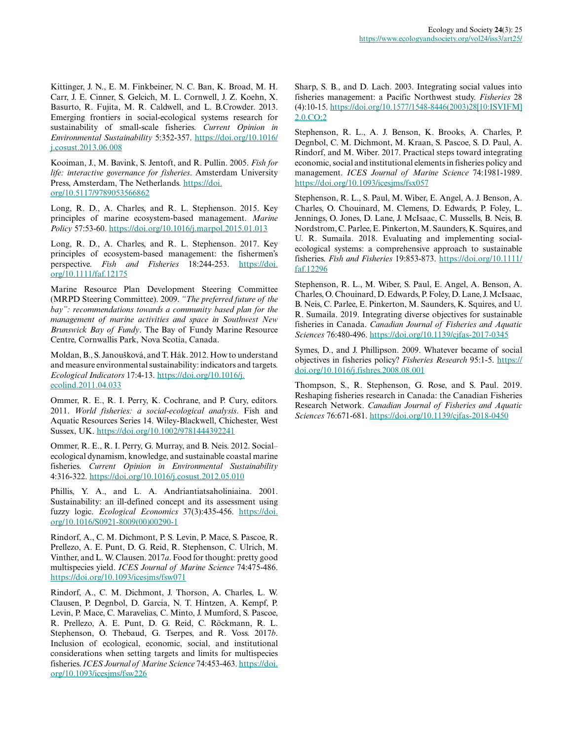Kittinger, J. N., E. M. Finkbeiner, N. C. Ban, K. Broad, M. H. Carr, J. E. Cinner, S. Gelcich, M. L. Cornwell, J. Z. Koehn, X. Basurto, R. Fujita, M. R. Caldwell, and L. B.Crowder. 2013. Emerging frontiers in social-ecological systems research for sustainability of small-scale fisheries. *Current Opinion in Environmental Sustainability* 5:352-357. https://doi.org/10.1016/j.cosust.2013.06.008

Kooiman, J., M. Bavink, S. Jentoft, and R. Pullin. 2005. *Fish for life: interactive governance for fisheries*. Amsterdam University Press, Amsterdam, The Netherlands. https://doi.org/10.5117/9789053566862

Long, R. D., A. Charles, and R. L. Stephenson. 2015. Key principles of marine ecosystem-based management. *Marine Policy* 57:53-60. https://doi.org/10.1016/j.marpol.2015.01.013

Long, R. D., A. Charles, and R. L. Stephenson. 2017. Key principles of ecosystem-based management: the fishermen's perspective. *Fish and Fisheries* 18:244-253. https://doi.org/10.1111/faf.12175

Marine Resource Plan Development Steering Committee (MRPD Steering Committee). 2009. *"The preferred future of the bay": recommendations towards a community based plan for the management of marine activities and space in Southwest New Brunswick Bay of Fundy*. The Bay of Fundy Marine Resource Centre, Cornwallis Park, Nova Scotia, Canada.

Moldan, B., S. Janoušková, and T. Hák. 2012. How to understand and measure environmental sustainability: indicators and targets. *Ecological Indicators* 17:4-13. https://doi.org/10.1016/j.ecolind.2011.04.033

Ommer, R. E., R. I. Perry, K. Cochrane, and P. Cury, editors. 2011. *World fisheries: a social-ecological analysis*. Fish and Aquatic Resources Series 14. Wiley-Blackwell, Chichester, West Sussex, UK. https://doi.org/10.1002/9781444392241

Ommer, R. E., R. I. Perry, G. Murray, and B. Neis. 2012. Social–ecological dynamism, knowledge, and sustainable coastal marine fisheries. *Current Opinion in Environmental Sustainability* 4:316-322. https://doi.org/10.1016/j.cosust.2012.05.010

Phillis, Y. A., and L. A. Andriantiatsaholiniaina. 2001. Sustainability: an ill-defined concept and its assessment using fuzzy logic. *Ecological Economics* 37(3):435-456. https://doi.org/10.1016/S0921-8009(00)00290-1

Rindorf, A., C. M. Dichmont, P. S. Levin, P. Mace, S. Pascoe, R. Prellezo, A. E. Punt, D. G. Reid, R. Stephenson, C. Ulrich, M. Vinther, and L. W. Clausen. 2017*a*. Food for thought: pretty good multispecies yield. *ICES Journal of Marine Science* 74:475-486. https://doi.org/10.1093/icesjms/fsw071

Rindorf, A., C. M. Dichmont, J. Thorson, A. Charles, L. W. Clausen, P. Degnbol, D. Garcia, N. T. Hintzen, A. Kempf, P. Levin, P. Mace, C. Maravelias, C. Minto, J. Mumford, S. Pascoe, R. Prellezo, A. E. Punt, D. G. Reid, C. Röckmann, R. L. Stephenson, O. Thebaud, G. Tserpes, and R. Voss. 2017*b*. Inclusion of ecological, economic, social, and institutional considerations when setting targets and limits for multispecies fisheries. *ICES Journal of Marine Science* 74:453-463. https://doi.org/10.1093/icesjms/fsw226

Sharp, S. B., and D. Lach. 2003. Integrating social values into fisheries management: a Pacific Northwest study. *Fisheries* 28 (4):10-15. https://doi.org/10.1577/1548-8446(2003)28[10:ISVIFM]2.0.CO;2

Stephenson, R. L., A. J. Benson, K. Brooks, A. Charles, P. Degnbol, C. M. Dichmont, M. Kraan, S. Pascoe, S. D. Paul, A. Rindorf, and M. Wiber. 2017. Practical steps toward integrating economic, social and institutional elements in fisheries policy and management. *ICES Journal of Marine Science* 74:1981-1989. https://doi.org/10.1093/icesjms/fsx057

Stephenson, R. L., S. Paul, M. Wiber, E. Angel, A. J. Benson, A. Charles, O. Chouinard, M. Clemens, D. Edwards, P. Foley, L. Jennings, O. Jones, D. Lane, J. McIsaac, C. Mussells, B. Neis, B. Nordstrom, C. Parlee, E. Pinkerton, M. Saunders, K. Squires, and U. R. Sumaila. 2018. Evaluating and implementing social-ecological systems: a comprehensive approach to sustainable fisheries. *Fish and Fisheries* 19:853-873. https://doi.org/10.1111/faf.12296

Stephenson, R. L., M. Wiber, S. Paul, E. Angel, A. Benson, A. Charles, O. Chouinard, D. Edwards, P. Foley, D. Lane, J. McIsaac, B. Neis, C. Parlee, E. Pinkerton, M. Saunders, K. Squires, and U. R. Sumaila. 2019. Integrating diverse objectives for sustainable fisheries in Canada. *Canadian Journal of Fisheries and Aquatic Sciences* 76:480-496. https://doi.org/10.1139/cjfas-2017-0345

Symes, D., and J. Phillipson. 2009. Whatever became of social objectives in fisheries policy? *Fisheries Research* 95:1-5. https://doi.org/10.1016/j.fishres.2008.08.001

Thompson, S., R. Stephenson, G. Rose, and S. Paul. 2019. Reshaping fisheries research in Canada: the Canadian Fisheries Research Network. *Canadian Journal of Fisheries and Aquatic Sciences* 76:671-681. https://doi.org/10.1139/cjfas-2018-0450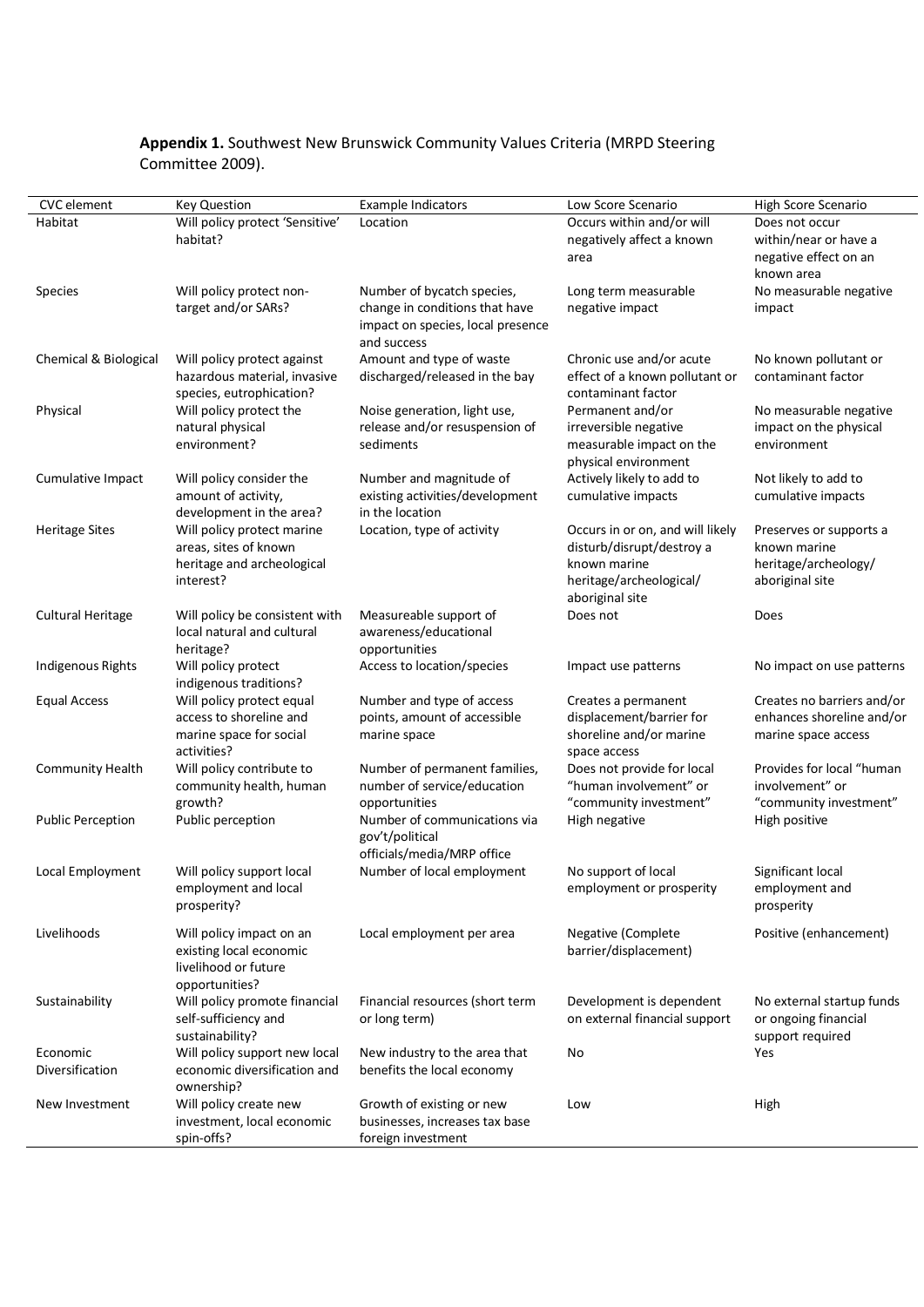**Appendix 1.** Southwest New Brunswick Community Values Criteria (MRPD Steering Committee 2009).

| CVC element | Key Question | Example Indicators | Low Score Scenario | High Score Scenario |
|---|---|---|---|---|
| Habitat | Will policy protect 'Sensitive' habitat? | Location | Occurs within and/or will negatively affect a known area | Does not occur within/near or have a negative effect on an known area |
| Species | Will policy protect non-target and/or SARs? | Number of bycatch species, change in conditions that have impact on species, local presence and success | Long term measurable negative impact | No measurable negative impact |
| Chemical & Biological | Will policy protect against hazardous material, invasive species, eutrophication? | Amount and type of waste discharged/released in the bay | Chronic use and/or acute effect of a known pollutant or contaminant factor | No known pollutant or contaminant factor |
| Physical | Will policy protect the natural physical environment? | Noise generation, light use, release and/or resuspension of sediments | Permanent and/or irreversible negative measurable impact on the physical environment | No measurable negative impact on the physical environment |
| Cumulative Impact | Will policy consider the amount of activity, development in the area? | Number and magnitude of existing activities/development in the location | Actively likely to add to cumulative impacts | Not likely to add to cumulative impacts |
| Heritage Sites | Will policy protect marine areas, sites of known heritage and archeological interest? | Location, type of activity | Occurs in or on, and will likely disturb/disrupt/destroy a known marine heritage/archeological/aboriginal site | Preserves or supports a known marine heritage/archeology/aboriginal site |
| Cultural Heritage | Will policy be consistent with local natural and cultural heritage? | Measureable support of awareness/educational opportunities | Does not | Does |
| Indigenous Rights | Will policy protect indigenous traditions? | Access to location/species | Impact use patterns | No impact on use patterns |
| Equal Access | Will policy protect equal access to shoreline and marine space for social activities? | Number and type of access points, amount of accessible marine space | Creates a permanent displacement/barrier for shoreline and/or marine space access | Creates no barriers and/or enhances shoreline and/or marine space access |
| Community Health | Will policy contribute to community health, human growth? | Number of permanent families, number of service/education opportunities | Does not provide for local "human involvement" or "community investment" | Provides for local "human involvement" or "community investment" |
| Public Perception | Public perception | Number of communications via gov't/political officials/media/MRP office | High negative | High positive |
| Local Employment | Will policy support local employment and local prosperity? | Number of local employment | No support of local employment or prosperity | Significant local employment and prosperity |
| Livelihoods | Will policy impact on an existing local economic livelihood or future opportunities? | Local employment per area | Negative (Complete barrier/displacement) | Positive (enhancement) |
| Sustainability | Will policy promote financial self-sufficiency and sustainability? | Financial resources (short term or long term) | Development is dependent on external financial support | No external startup funds or ongoing financial support required |
| Economic Diversification | Will policy support new local economic diversification and ownership? | New industry to the area that benefits the local economy | No | Yes |
| New Investment | Will policy create new investment, local economic spin-offs? | Growth of existing or new businesses, increases tax base foreign investment | Low | High |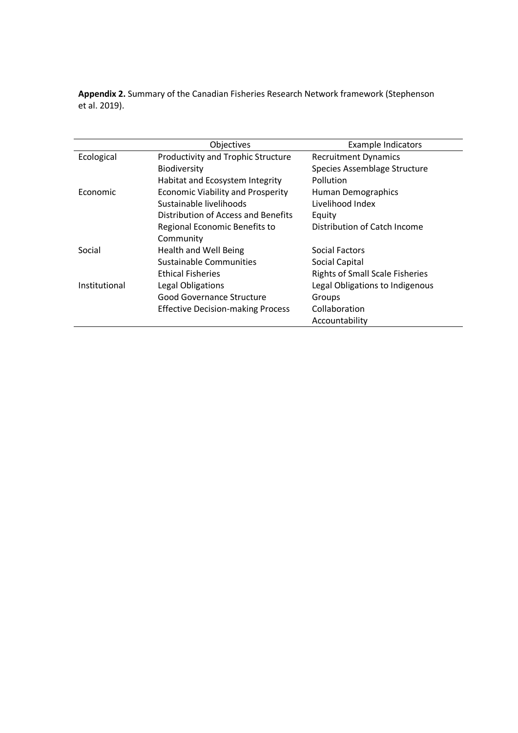**Appendix 2.** Summary of the Canadian Fisheries Research Network framework (Stephenson et al. 2019).

| | Objectives | Example Indicators |
|---|---|---|
| Ecological | Productivity and Trophic Structure | Recruitment Dynamics |
| | Biodiversity | Species Assemblage Structure |
| | Habitat and Ecosystem Integrity | Pollution |
| Economic | Economic Viability and Prosperity | Human Demographics |
| | Sustainable livelihoods | Livelihood Index |
| | Distribution of Access and Benefits | Equity |
| | Regional Economic Benefits to Community | Distribution of Catch Income |
| Social | Health and Well Being | Social Factors |
| | Sustainable Communities | Social Capital |
| | Ethical Fisheries | Rights of Small Scale Fisheries |
| Institutional | Legal Obligations | Legal Obligations to Indigenous Groups |
| | Good Governance Structure | Collaboration |
| | Effective Decision-making Process | Accountability |